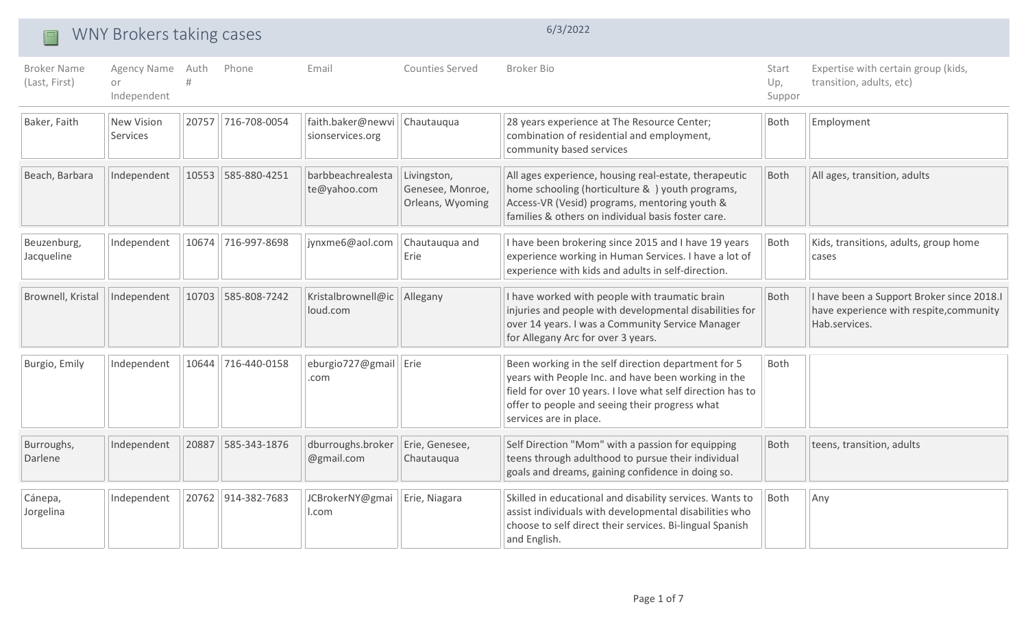# WNY Brokers taking cases

6/3/2022

| Broker Name (Last, First) | Agency Name or Independent | Auth # | Phone | Email | Counties Served | Broker Bio | Start Up, Suppor | Expertise with certain group (kids, transition, adults, etc) |
|---|---|---|---|---|---|---|---|---|
| Baker, Faith | New Vision Services | 20757 | 716-708-0054 | faith.baker@newvisionservices.org | Chautauqua | 28 years experience at The Resource Center; combination of residential and employment, community based services | Both | Employment |
| Beach, Barbara | Independent | 10553 | 585-880-4251 | barbbeachrealestate@yahoo.com | Livingston, Genesee, Monroe, Orleans, Wyoming | All ages experience, housing real-estate, therapeutic home schooling (horticulture & ) youth programs, Access-VR (Vesid) programs, mentoring youth & families & others on individual basis foster care. | Both | All ages, transition, adults |
| Beuzenburg, Jacqueline | Independent | 10674 | 716-997-8698 | jynxme6@aol.com | Chautauqua and Erie | I have been brokering since 2015 and I have 19 years experience working in Human Services. I have a lot of experience with kids and adults in self-direction. | Both | Kids, transitions, adults, group home cases |
| Brownell, Kristal | Independent | 10703 | 585-808-7242 | Kristalbrownell@icloud.com | Allegany | I have worked with people with traumatic brain injuries and people with developmental disabilities for over 14 years. I was a Community Service Manager for Allegany Arc for over 3 years. | Both | I have been a Support Broker since 2018.I have experience with respite,community Hab.services. |
| Burgio, Emily | Independent | 10644 | 716-440-0158 | eburgio727@gmail.com | Erie | Been working in the self direction department for 5 years with People Inc. and have been working in the field for over 10 years. I love what self direction has to offer to people and seeing their progress what services are in place. | Both | |
| Burroughs, Darlene | Independent | 20887 | 585-343-1876 | dburroughs.broker@gmail.com | Erie, Genesee, Chautauqua | Self Direction "Mom" with a passion for equipping teens through adulthood to pursue their individual goals and dreams, gaining confidence in doing so. | Both | teens, transition, adults |
| Cánepa, Jorgelina | Independent | 20762 | 914-382-7683 | JCBrokerNY@gmail.com | Erie, Niagara | Skilled in educational and disability services. Wants to assist individuals with developmental disabilities who choose to self direct their services. Bi-lingual Spanish and English. | Both | Any |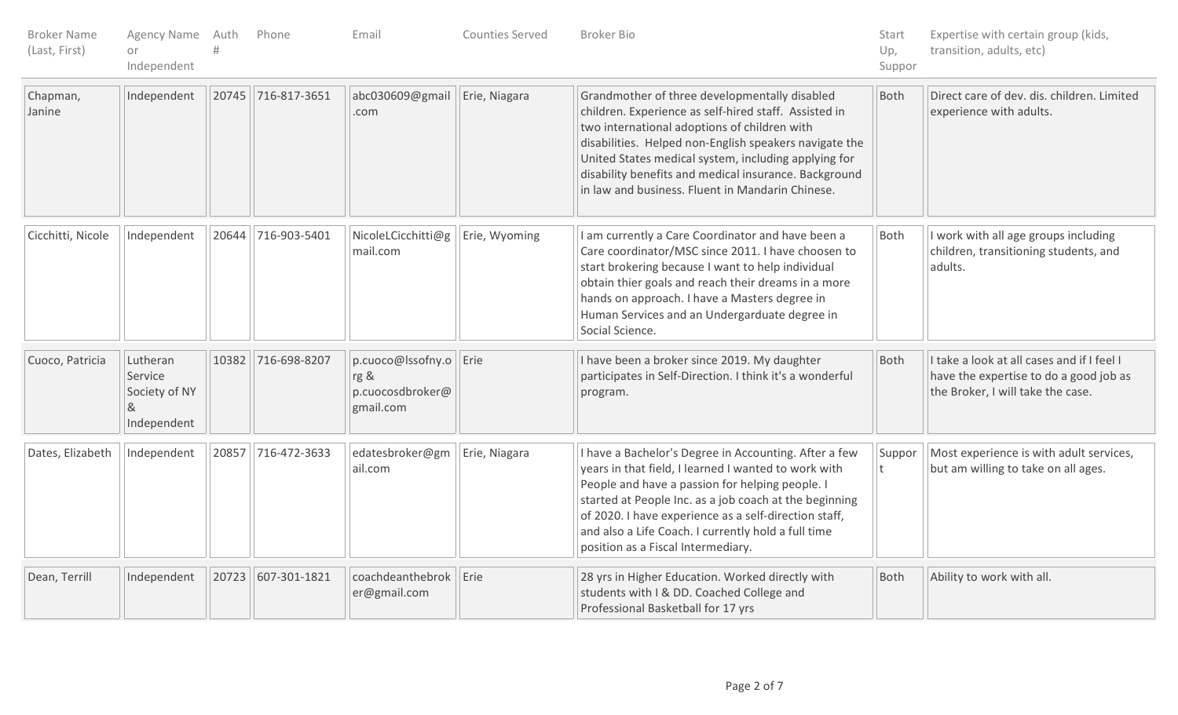| Broker Name (Last, First) | Agency Name or Independent | Auth # | Phone | Email | Counties Served | Broker Bio | Start Up, Suppor | Expertise with certain group (kids, transition, adults, etc) |
|---|---|---|---|---|---|---|---|---|
| Chapman, Janine | Independent | 20745 | 716-817-3651 | abc030609@gmail.com | Erie, Niagara | Grandmother of three developmentally disabled children. Experience as self-hired staff. Assisted in two international adoptions of children with disabilities. Helped non-English speakers navigate the United States medical system, including applying for disability benefits and medical insurance. Background in law and business. Fluent in Mandarin Chinese. | Both | Direct care of dev. dis. children. Limited experience with adults. |
| Cicchitti, Nicole | Independent | 20644 | 716-903-5401 | NicoleLCicchitti@gmail.com | Erie, Wyoming | I am currently a Care Coordinator and have been a Care coordinator/MSC since 2011. I have choosen to start brokering because I want to help individual obtain thier goals and reach their dreams in a more hands on approach. I have a Masters degree in Human Services and an Undergarduate degree in Social Science. | Both | I work with all age groups including children, transitioning students, and adults. |
| Cuoco, Patricia | Lutheran Service Society of NY & Independent | 10382 | 716-698-8207 | p.cuoco@lssofny.org & p.cuocosdbroker@gmail.com | Erie | I have been a broker since 2019. My daughter participates in Self-Direction. I think it's a wonderful program. | Both | I take a look at all cases and if I feel I have the expertise to do a good job as the Broker, I will take the case. |
| Dates, Elizabeth | Independent | 20857 | 716-472-3633 | edatesbroker@gmail.com | Erie, Niagara | I have a Bachelor's Degree in Accounting. After a few years in that field, I learned I wanted to work with People and have a passion for helping people. I started at People Inc. as a job coach at the beginning of 2020. I have experience as a self-direction staff, and also a Life Coach. I currently hold a full time position as a Fiscal Intermediary. | Support | Most experience is with adult services, but am willing to take on all ages. |
| Dean, Terrill | Independent | 20723 | 607-301-1821 | coachdeanthebroker@gmail.com | Erie | 28 yrs in Higher Education. Worked directly with students with I & DD. Coached College and Professional Basketball for 17 yrs | Both | Ability to work with all. |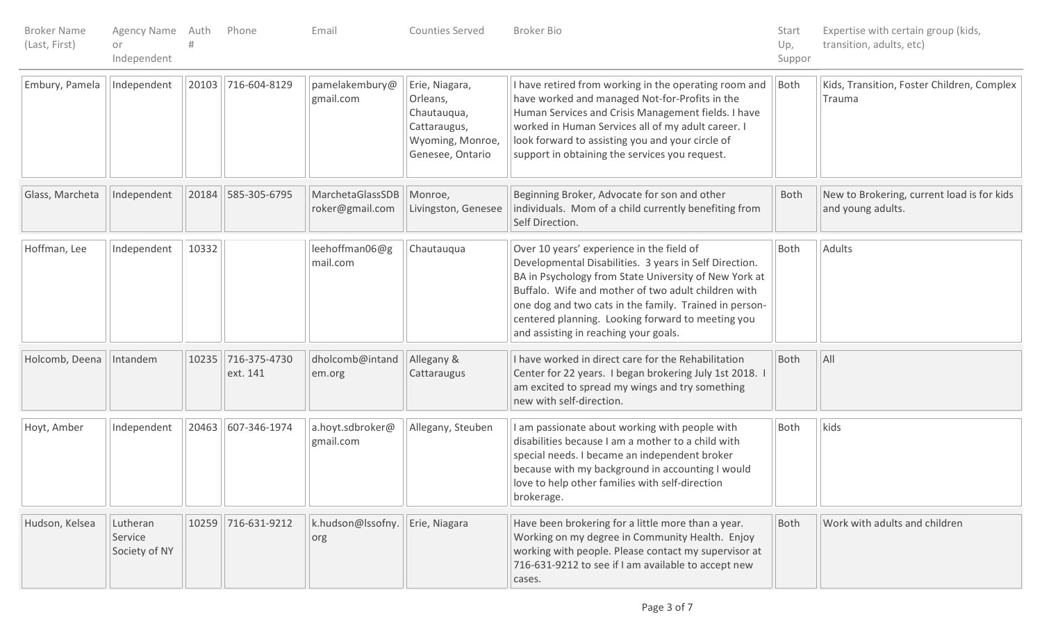| Broker Name (Last, First) | Agency Name or Independent | Auth # | Phone | Email | Counties Served | Broker Bio | Start Up, Suppor | Expertise with certain group (kids, transition, adults, etc) |
|---|---|---|---|---|---|---|---|---|
| Embury, Pamela | Independent | 20103 | 716-604-8129 | pamelakembury@gmail.com | Erie, Niagara, Orleans, Chautauqua, Cattaraugus, Wyoming, Monroe, Genesee, Ontario | I have retired from working in the operating room and have worked and managed Not-for-Profits in the Human Services and Crisis Management fields. I have worked in Human Services all of my adult career. I look forward to assisting you and your circle of support in obtaining the services you request. | Both | Kids, Transition, Foster Children, Complex Trauma |
| Glass, Marcheta | Independent | 20184 | 585-305-6795 | MarchetaGlassSDBroker@gmail.com | Monroe, Livingston, Genesee | Beginning Broker, Advocate for son and other individuals. Mom of a child currently benefiting from Self Direction. | Both | New to Brokering, current load is for kids and young adults. |
| Hoffman, Lee | Independent | 10332 | | leehoffman06@gmail.com | Chautauqua | Over 10 years' experience in the field of Developmental Disabilities. 3 years in Self Direction. BA in Psychology from State University of New York at Buffalo. Wife and mother of two adult children with one dog and two cats in the family. Trained in person-centered planning. Looking forward to meeting you and assisting in reaching your goals. | Both | Adults |
| Holcomb, Deena | Intandem | 10235 | 716-375-4730 ext. 141 | dholcomb@intandem.org | Allegany & Cattaraugus | I have worked in direct care for the Rehabilitation Center for 22 years. I began brokering July 1st 2018. I am excited to spread my wings and try something new with self-direction. | Both | All |
| Hoyt, Amber | Independent | 20463 | 607-346-1974 | a.hoyt.sdbroker@gmail.com | Allegany, Steuben | I am passionate about working with people with disabilities because I am a mother to a child with special needs. I became an independent broker because with my background in accounting I would love to help other families with self-direction brokerage. | Both | kids |
| Hudson, Kelsea | Lutheran Service Society of NY | 10259 | 716-631-9212 | k.hudson@lssofny.org | Erie, Niagara | Have been brokering for a little more than a year. Working on my degree in Community Health. Enjoy working with people. Please contact my supervisor at 716-631-9212 to see if I am available to accept new cases. | Both | Work with adults and children |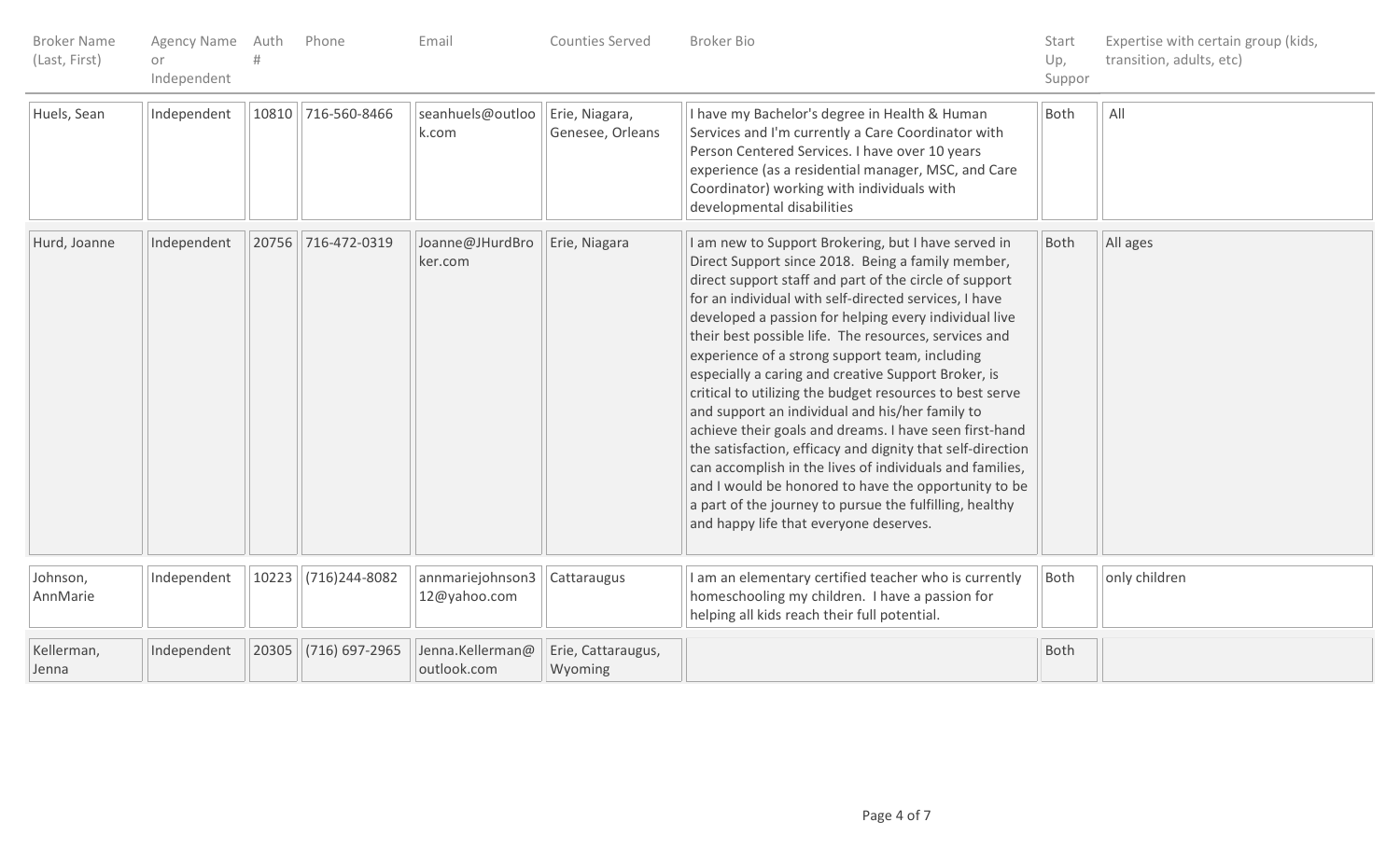| Broker Name (Last, First) | Agency Name or Independent | Auth # | Phone | Email | Counties Served | Broker Bio | Start Up, Suppor | Expertise with certain group (kids, transition, adults, etc) |
|---|---|---|---|---|---|---|---|---|
| Huels, Sean | Independent | 10810 | 716-560-8466 | seanhuels@outlook.com | Erie, Niagara, Genesee, Orleans | I have my Bachelor's degree in Health & Human Services and I'm currently a Care Coordinator with Person Centered Services. I have over 10 years experience (as a residential manager, MSC, and Care Coordinator) working with individuals with developmental disabilities | Both | All |
| Hurd, Joanne | Independent | 20756 | 716-472-0319 | Joanne@JHurdBroker.com | Erie, Niagara | I am new to Support Brokering, but I have served in Direct Support since 2018. Being a family member, direct support staff and part of the circle of support for an individual with self-directed services, I have developed a passion for helping every individual live their best possible life. The resources, services and experience of a strong support team, including especially a caring and creative Support Broker, is critical to utilizing the budget resources to best serve and support an individual and his/her family to achieve their goals and dreams. I have seen first-hand the satisfaction, efficacy and dignity that self-direction can accomplish in the lives of individuals and families, and I would be honored to have the opportunity to be a part of the journey to pursue the fulfilling, healthy and happy life that everyone deserves. | Both | All ages |
| Johnson, AnnMarie | Independent | 10223 | (716)244-8082 | annmariejohnson312@yahoo.com | Cattaraugus | I am an elementary certified teacher who is currently homeschooling my children. I have a passion for helping all kids reach their full potential. | Both | only children |
| Kellerman, Jenna | Independent | 20305 | (716) 697-2965 | Jenna.Kellerman@outlook.com | Erie, Cattaraugus, Wyoming | | Both | |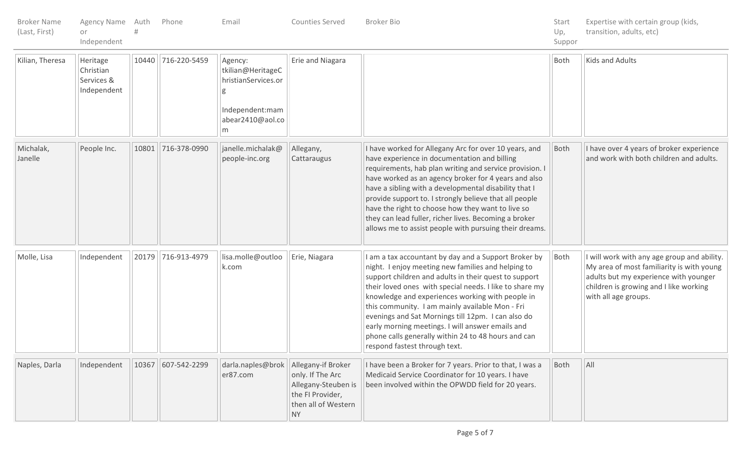| Broker Name (Last, First) | Agency Name or Independent | Auth # | Phone | Email | Counties Served | Broker Bio | Start Up, Suppor | Expertise with certain group (kids, transition, adults, etc) |
|---|---|---|---|---|---|---|---|---|
| Kilian, Theresa | Heritage Christian Services & Independent | 10440 | 716-220-5459 | Agency: tkilian@HeritageChristianServices.org<br><br>Independent:mamabear2410@aol.com | Erie and Niagara | | Both | Kids and Adults |
| Michalak, Janelle | People Inc. | 10801 | 716-378-0990 | janelle.michalak@people-inc.org | Allegany, Cattaraugus | I have worked for Allegany Arc for over 10 years, and have experience in documentation and billing requirements, hab plan writing and service provision. I have worked as an agency broker for 4 years and also have a sibling with a developmental disability that I provide support to. I strongly believe that all people have the right to choose how they want to live so they can lead fuller, richer lives. Becoming a broker allows me to assist people with pursuing their dreams. | Both | I have over 4 years of broker experience and work with both children and adults. |
| Molle, Lisa | Independent | 20179 | 716-913-4979 | lisa.molle@outlook.com | Erie, Niagara | I am a tax accountant by day and a Support Broker by night. I enjoy meeting new families and helping to support children and adults in their quest to support their loved ones with special needs. I like to share my knowledge and experiences working with people in this community. I am mainly available Mon - Fri evenings and Sat Mornings till 12pm. I can also do early morning meetings. I will answer emails and phone calls generally within 24 to 48 hours and can respond fastest through text. | Both | I will work with any age group and ability. My area of most familiarity is with young adults but my experience with younger children is growing and I like working with all age groups. |
| Naples, Darla | Independent | 10367 | 607-542-2299 | darla.naples@broker87.com | Allegany-if Broker only. If The Arc Allegany-Steuben is the FI Provider, then all of Western NY | I have been a Broker for 7 years. Prior to that, I was a Medicaid Service Coordinator for 10 years. I have been involved within the OPWDD field for 20 years. | Both | All |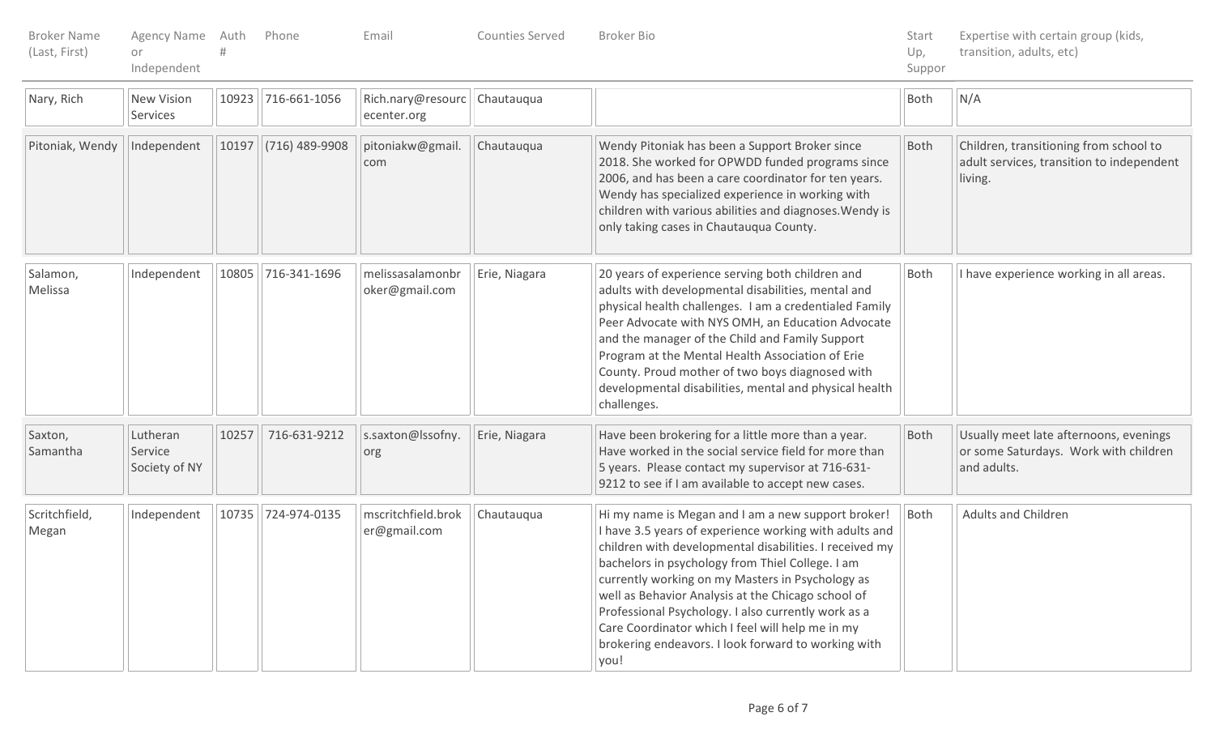| Broker Name (Last, First) | Agency Name or Independent | Auth # | Phone | Email | Counties Served | Broker Bio | Start Up, Suppor | Expertise with certain group (kids, transition, adults, etc) |
|---|---|---|---|---|---|---|---|---|
| Nary, Rich | New Vision Services | 10923 | 716-661-1056 | Rich.nary@resourcecenter.org | Chautauqua | | Both | N/A |
| Pitoniak, Wendy | Independent | 10197 | (716) 489-9908 | pitoniakw@gmail.com | Chautauqua | Wendy Pitoniak has been a Support Broker since 2018. She worked for OPWDD funded programs since 2006, and has been a care coordinator for ten years. Wendy has specialized experience in working with children with various abilities and diagnoses.Wendy is only taking cases in Chautauqua County. | Both | Children, transitioning from school to adult services, transition to independent living. |
| Salamon, Melissa | Independent | 10805 | 716-341-1696 | melissasalamonbroker@gmail.com | Erie, Niagara | 20 years of experience serving both children and adults with developmental disabilities, mental and physical health challenges. I am a credentialed Family Peer Advocate with NYS OMH, an Education Advocate and the manager of the Child and Family Support Program at the Mental Health Association of Erie County. Proud mother of two boys diagnosed with developmental disabilities, mental and physical health challenges. | Both | I have experience working in all areas. |
| Saxton, Samantha | Lutheran Service Society of NY | 10257 | 716-631-9212 | s.saxton@lssofny.org | Erie, Niagara | Have been brokering for a little more than a year. Have worked in the social service field for more than 5 years. Please contact my supervisor at 716-631-9212 to see if I am available to accept new cases. | Both | Usually meet late afternoons, evenings or some Saturdays. Work with children and adults. |
| Scritchfield, Megan | Independent | 10735 | 724-974-0135 | mscritchfield.broker@gmail.com | Chautauqua | Hi my name is Megan and I am a new support broker! I have 3.5 years of experience working with adults and children with developmental disabilities. I received my bachelors in psychology from Thiel College. I am currently working on my Masters in Psychology as well as Behavior Analysis at the Chicago school of Professional Psychology. I also currently work as a Care Coordinator which I feel will help me in my brokering endeavors. I look forward to working with you! | Both | Adults and Children |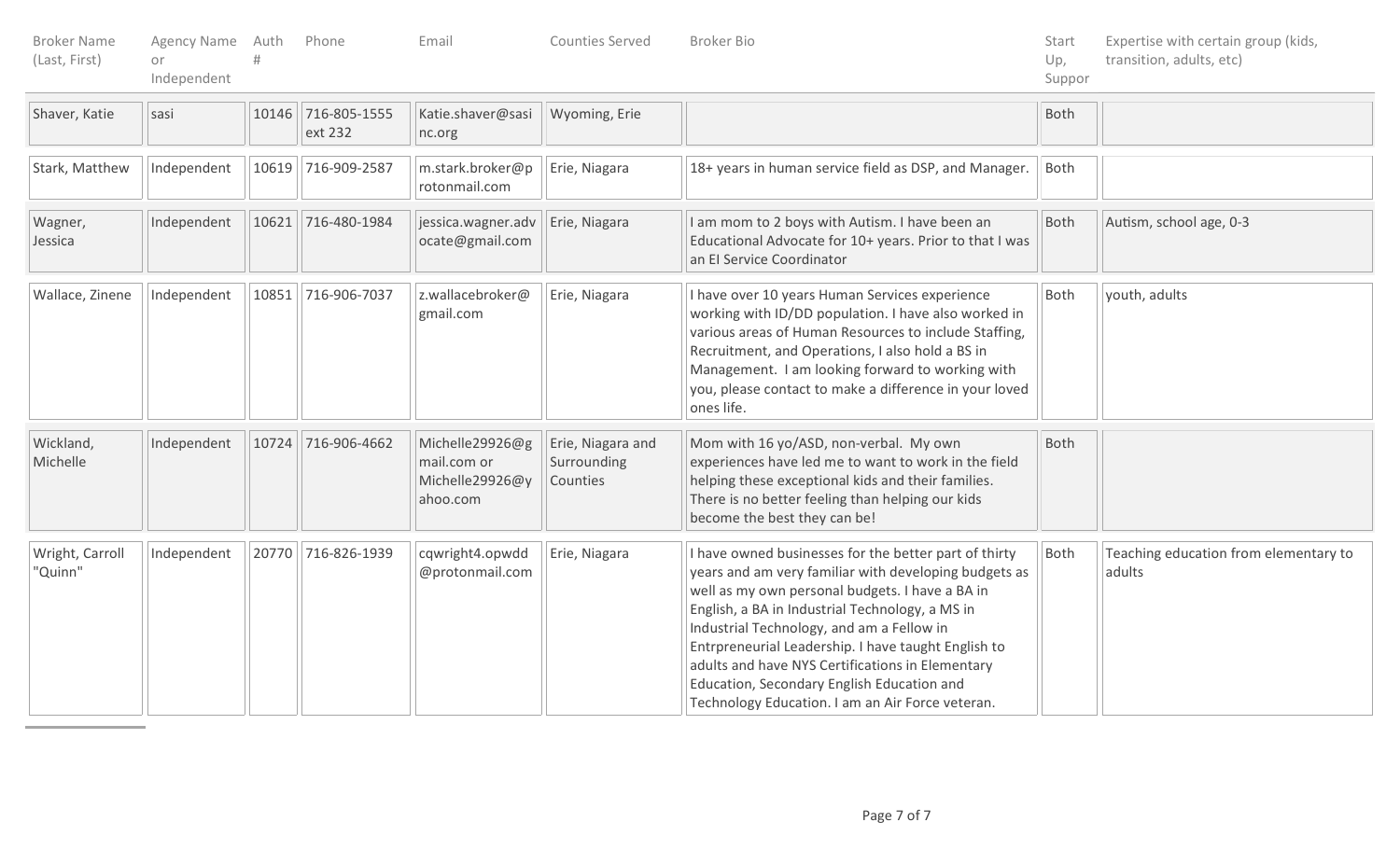| Broker Name (Last, First) | Agency Name or Independent | Auth # | Phone | Email | Counties Served | Broker Bio | Start Up, Suppor | Expertise with certain group (kids, transition, adults, etc) |
|---|---|---|---|---|---|---|---|---|
| Shaver, Katie | sasi | 10146 | 716-805-1555 ext 232 | Katie.shaver@sasinc.org | Wyoming, Erie | | Both | |
| Stark, Matthew | Independent | 10619 | 716-909-2587 | m.stark.broker@protonmail.com | Erie, Niagara | 18+ years in human service field as DSP, and Manager. | Both | |
| Wagner, Jessica | Independent | 10621 | 716-480-1984 | jessica.wagner.advocate@gmail.com | Erie, Niagara | I am mom to 2 boys with Autism. I have been an Educational Advocate for 10+ years. Prior to that I was an EI Service Coordinator | Both | Autism, school age, 0-3 |
| Wallace, Zinene | Independent | 10851 | 716-906-7037 | z.wallacebroker@gmail.com | Erie, Niagara | I have over 10 years Human Services experience working with ID/DD population. I have also worked in various areas of Human Resources to include Staffing, Recruitment, and Operations, I also hold a BS in Management. I am looking forward to working with you, please contact to make a difference in your loved ones life. | Both | youth, adults |
| Wickland, Michelle | Independent | 10724 | 716-906-4662 | Michelle29926@gmail.com or Michelle29926@yahoo.com | Erie, Niagara and Surrounding Counties | Mom with 16 yo/ASD, non-verbal. My own experiences have led me to want to work in the field helping these exceptional kids and their families. There is no better feeling than helping our kids become the best they can be! | Both | |
| Wright, Carroll "Quinn" | Independent | 20770 | 716-826-1939 | cqwright4.opwdd@protonmail.com | Erie, Niagara | I have owned businesses for the better part of thirty years and am very familiar with developing budgets as well as my own personal budgets. I have a BA in English, a BA in Industrial Technology, a MS in Industrial Technology, and am a Fellow in Entrpreneurial Leadership. I have taught English to adults and have NYS Certifications in Elementary Education, Secondary English Education and Technology Education. I am an Air Force veteran. | Both | Teaching education from elementary to adults |